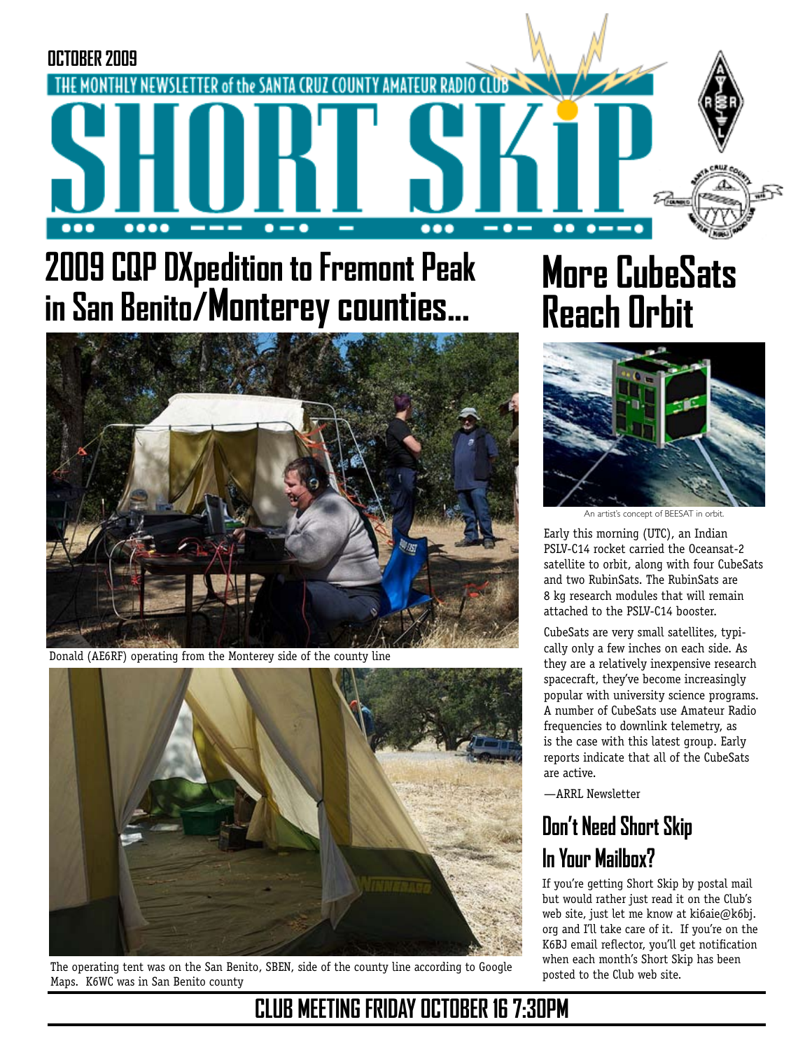OCTOBER 2009

THE MONTHLY NEWSLETTER of the SANTA CRUZ COUNTY AMATEUR RADIO CLUB

# SHORT SKiP

## 2009 CQP DXpedition to Fremont Peak in San Benito/Monterey counties...

Donald (AE6RF) operating from the Monterey side of the county line

The operating tent was on the San Benito, SBEN, side of the county line according to Google Maps. K6WC was in San Benito county

## More CubeSats Reach Orbit

An artist's concept of BEESAT in orbit.

Early this morning (UTC), an Indian PSLV-C14 rocket carried the Oceansat-2 satellite to orbit, along with four CubeSats and two RubinSats. The RubinSats are 8 kg research modules that will remain attached to the PSLV-C14 booster.

CubeSats are very small satellites, typically only a few inches on each side. As they are a relatively inexpensive research spacecraft, they've become increasingly popular with university science programs. A number of CubeSats use Amateur Radio frequencies to downlink telemetry, as is the case with this latest group. Early reports indicate that all of the CubeSats are active.

—ARRL Newsletter

## Don't Need Short Skip In Your Mailbox?

If you're getting Short Skip by postal mail but would rather just read it on the Club's web site, just let me know at ki6aie@k6bj.org and I'll take care of it. If you're on the K6BJ email reflector, you'll get notification when each month's Short Skip has been posted to the Club web site.

**CLUB MEETING FRIDAY OCTOBER 16 7:30PM**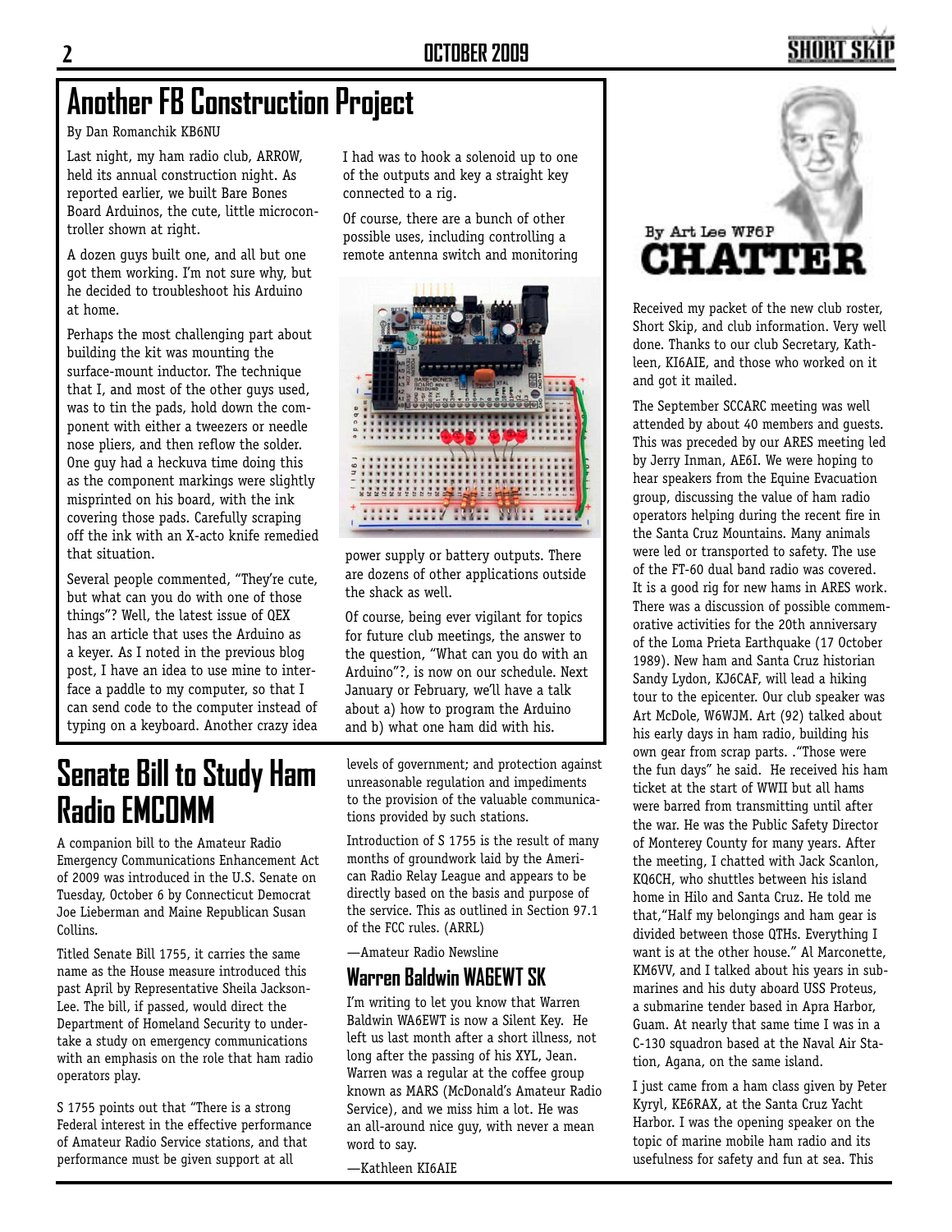# Another FB Construction Project

By Dan Romanchik KB6NU

Last night, my ham radio club, ARROW, held its annual construction night. As reported earlier, we built Bare Bones Board Arduinos, the cute, little microcontroller shown at right.

A dozen guys built one, and all but one got them working. I'm not sure why, but he decided to troubleshoot his Arduino at home.

Perhaps the most challenging part about building the kit was mounting the surface-mount inductor. The technique that I, and most of the other guys used, was to tin the pads, hold down the component with either a tweezers or needle nose pliers, and then reflow the solder. One guy had a heckuva time doing this as the component markings were slightly misprinted on his board, with the ink covering those pads. Carefully scraping off the ink with an X-acto knife remedied that situation.

Several people commented, "They're cute, but what can you do with one of those things"? Well, the latest issue of QEX has an article that uses the Arduino as a keyer. As I noted in the previous blog post, I have an idea to use mine to interface a paddle to my computer, so that I can send code to the computer instead of typing on a keyboard. Another crazy idea I had was to hook a solenoid up to one of the outputs and key a straight key connected to a rig.

Of course, there are a bunch of other possible uses, including controlling a remote antenna switch and monitoring power supply or battery outputs. There are dozens of other applications outside the shack as well.

Of course, being ever vigilant for topics for future club meetings, the answer to the question, "What can you do with an Arduino"?, is now on our schedule. Next January or February, we'll have a talk about a) how to program the Arduino and b) what one ham did with his.

# Senate Bill to Study Ham Radio EMCOMM

A companion bill to the Amateur Radio Emergency Communications Enhancement Act of 2009 was introduced in the U.S. Senate on Tuesday, October 6 by Connecticut Democrat Joe Lieberman and Maine Republican Susan Collins.

Titled Senate Bill 1755, it carries the same name as the House measure introduced this past April by Representative Sheila Jackson-Lee. The bill, if passed, would direct the Department of Homeland Security to undertake a study on emergency communications with an emphasis on the role that ham radio operators play.

S 1755 points out that "There is a strong Federal interest in the effective performance of Amateur Radio Service stations, and that performance must be given support at all levels of government; and protection against unreasonable regulation and impediments to the provision of the valuable communications provided by such stations.

Introduction of S 1755 is the result of many months of groundwork laid by the American Radio Relay League and appears to be directly based on the basis and purpose of the service. This as outlined in Section 97.1 of the FCC rules. (ARRL)

—Amateur Radio Newsline

## Warren Baldwin WA6EWT SK

I'm writing to let you know that Warren Baldwin WA6EWT is now a Silent Key. He left us last month after a short illness, not long after the passing of his XYL, Jean. Warren was a regular at the coffee group known as MARS (McDonald's Amateur Radio Service), and we miss him a lot. He was an all-around nice guy, with never a mean word to say.

—Kathleen KI6AIE

# CHATTER

By Art Lee WF6P

Received my packet of the new club roster, Short Skip, and club information. Very well done. Thanks to our club Secretary, Kathleen, KI6AIE, and those who worked on it and got it mailed.

The September SCCARC meeting was well attended by about 40 members and guests. This was preceded by our ARES meeting led by Jerry Inman, AE6I. We were hoping to hear speakers from the Equine Evacuation group, discussing the value of ham radio operators helping during the recent fire in the Santa Cruz Mountains. Many animals were led or transported to safety. The use of the FT-60 dual band radio was covered. It is a good rig for new hams in ARES work. There was a discussion of possible commemorative activities for the 20th anniversary of the Loma Prieta Earthquake (17 October 1989). New ham and Santa Cruz historian Sandy Lydon, KJ6CAF, will lead a hiking tour to the epicenter. Our club speaker was Art McDole, W6WJM. Art (92) talked about his early days in ham radio, building his own gear from scrap parts. ."Those were the fun days" he said. He received his ham ticket at the start of WWII but all hams were barred from transmitting until after the war. He was the Public Safety Director of Monterey County for many years. After the meeting, I chatted with Jack Scanlon, KQ6CH, who shuttles between his island home in Hilo and Santa Cruz. He told me that,"Half my belongings and ham gear is divided between those QTHs. Everything I want is at the other house." Al Marconette, KM6VV, and I talked about his years in submarines and his duty aboard USS Proteus, a submarine tender based in Apra Harbor, Guam. At nearly that same time I was in a C-130 squadron based at the Naval Air Station, Agana, on the same island.

I just came from a ham class given by Peter Kyryl, KE6RAX, at the Santa Cruz Yacht Harbor. I was the opening speaker on the topic of marine mobile ham radio and its usefulness for safety and fun at sea. This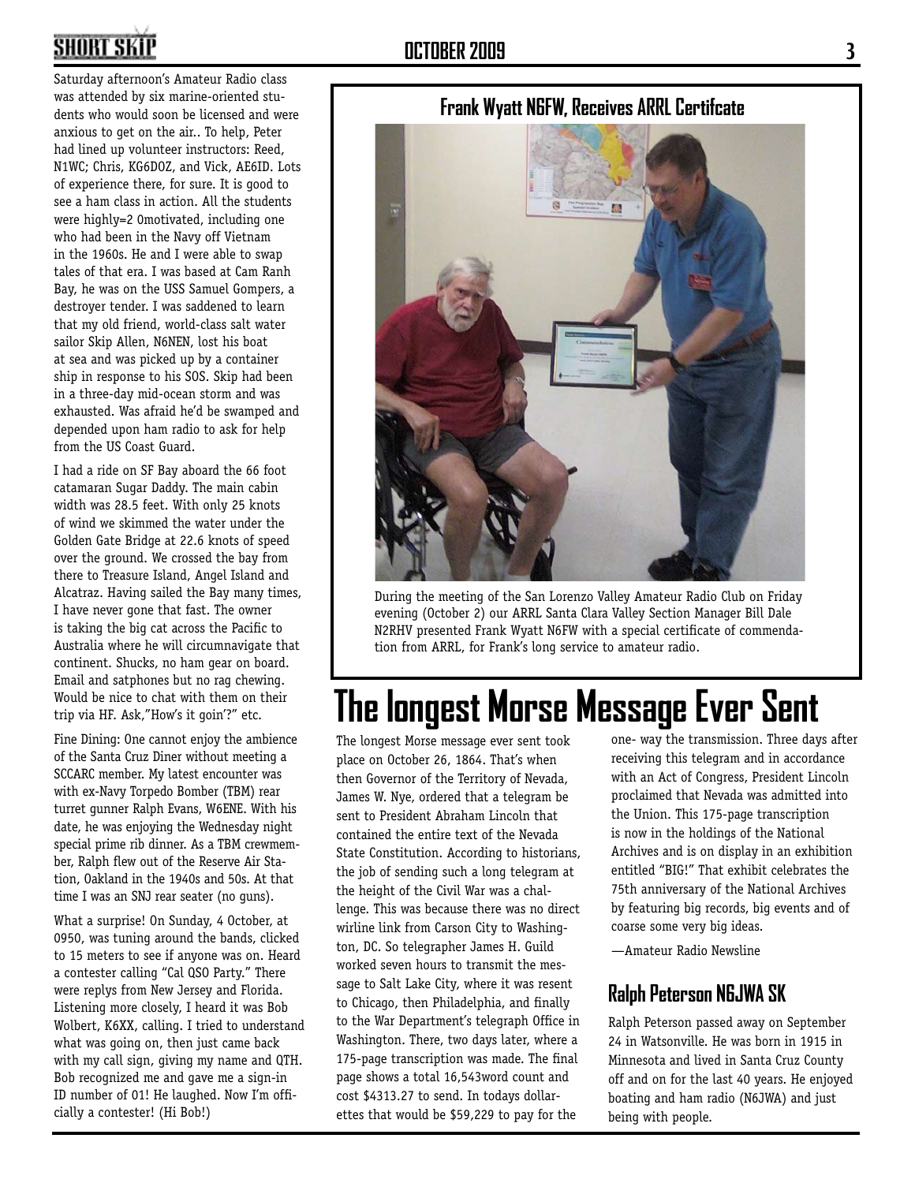Saturday afternoon's Amateur Radio class was attended by six marine-oriented students who would soon be licensed and were anxious to get on the air.. To help, Peter had lined up volunteer instructors: Reed, N1WC; Chris, KG6DOZ, and Vick, AE6ID. Lots of experience there, for sure. It is good to see a ham class in action. All the students were highly=2 0motivated, including one who had been in the Navy off Vietnam in the 1960s. He and I were able to swap tales of that era. I was based at Cam Ranh Bay, he was on the USS Samuel Gompers, a destroyer tender. I was saddened to learn that my old friend, world-class salt water sailor Skip Allen, N6NEN, lost his boat at sea and was picked up by a container ship in response to his SOS. Skip had been in a three-day mid-ocean storm and was exhausted. Was afraid he'd be swamped and depended upon ham radio to ask for help from the US Coast Guard.

I had a ride on SF Bay aboard the 66 foot catamaran Sugar Daddy. The main cabin width was 28.5 feet. With only 25 knots of wind we skimmed the water under the Golden Gate Bridge at 22.6 knots of speed over the ground. We crossed the bay from there to Treasure Island, Angel Island and Alcatraz. Having sailed the Bay many times, I have never gone that fast. The owner is taking the big cat across the Pacific to Australia where he will circumnavigate that continent. Shucks, no ham gear on board. Email and satphones but no rag chewing. Would be nice to chat with them on their trip via HF. Ask,"How's it goin'?" etc.

Fine Dining: One cannot enjoy the ambience of the Santa Cruz Diner without meeting a SCCARC member. My latest encounter was with ex-Navy Torpedo Bomber (TBM) rear turret gunner Ralph Evans, W6ENE. With his date, he was enjoying the Wednesday night special prime rib dinner. As a TBM crewmember, Ralph flew out of the Reserve Air Station, Oakland in the 1940s and 50s. At that time I was an SNJ rear seater (no guns).

What a surprise! On Sunday, 4 October, at 0950, was tuning around the bands, clicked to 15 meters to see if anyone was on. Heard a contester calling "Cal QSO Party." There were replys from New Jersey and Florida. Listening more closely, I heard it was Bob Wolbert, K6XX, calling. I tried to understand what was going on, then just came back with my call sign, giving my name and QTH. Bob recognized me and gave me a sign-in ID number of 01! He laughed. Now I'm officially a contester! (Hi Bob!)

## Frank Wyatt N6FW, Receives ARRL Certifcate

During the meeting of the San Lorenzo Valley Amateur Radio Club on Friday evening (October 2) our ARRL Santa Clara Valley Section Manager Bill Dale N2RHV presented Frank Wyatt N6FW with a special certificate of commendation from ARRL, for Frank's long service to amateur radio.

# The longest Morse Message Ever Sent

The longest Morse message ever sent took place on October 26, 1864. That's when then Governor of the Territory of Nevada, James W. Nye, ordered that a telegram be sent to President Abraham Lincoln that contained the entire text of the Nevada State Constitution. According to historians, the job of sending such a long telegram at the height of the Civil War was a challenge. This was because there was no direct wirline link from Carson City to Washington, DC. So telegrapher James H. Guild worked seven hours to transmit the message to Salt Lake City, where it was resent to Chicago, then Philadelphia, and finally to the War Department's telegraph Office in Washington. There, two days later, where a 175-page transcription was made. The final page shows a total 16,543word count and cost $4313.27 to send. In todays dollarettes that would be $59,229 to pay for the one- way the transmission. Three days after receiving this telegram and in accordance with an Act of Congress, President Lincoln proclaimed that Nevada was admitted into the Union. This 175-page transcription is now in the holdings of the National Archives and is on display in an exhibition entitled "BIG!" That exhibit celebrates the 75th anniversary of the National Archives by featuring big records, big events and of coarse some very big ideas.

—Amateur Radio Newsline

## Ralph Peterson N6JWA SK

Ralph Peterson passed away on September 24 in Watsonville. He was born in 1915 in Minnesota and lived in Santa Cruz County off and on for the last 40 years. He enjoyed boating and ham radio (N6JWA) and just being with people.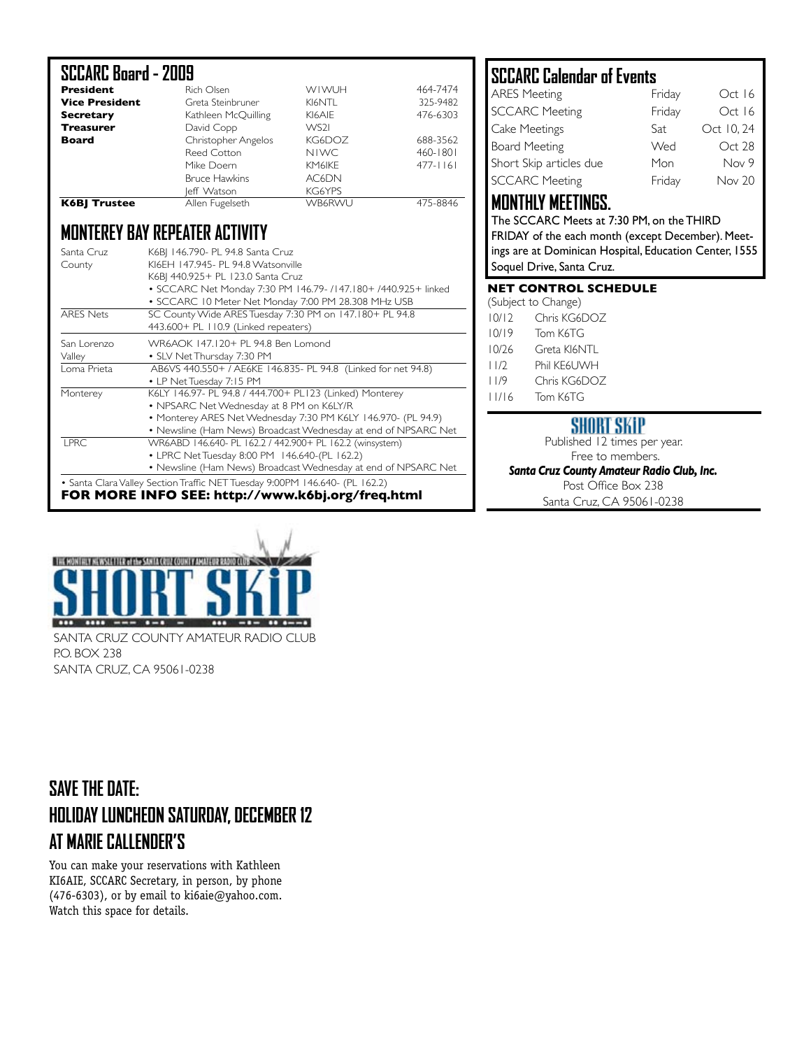## SCCARC Board - 2009

| | | | |
|---|---|---|---|
| **President** | Rich Olsen | W1WUH | 464-7474 |
| **Vice President** | Greta Steinbruner | KI6NTL | 325-9482 |
| **Secretary** | Kathleen McQuilling | KI6AIE | 476-6303 |
| **Treasurer** | David Copp | WS2I | |
| **Board** | Christopher Angelos | KG6DOZ | 688-3562 |
| | Reed Cotton | N1WC | 460-1801 |
| | Mike Doern | KM6IKE | 477-1161 |
| | Bruce Hawkins | AC6DN | |
| | Jeff Watson | KG6YPS | |
| **K6BJ Trustee** | Allen Fugelseth | WB6RWU | 475-8846 |

## MONTEREY BAY REPEATER ACTIVITY

| | |
|---|---|
| Santa Cruz County | K6BJ 146.790- PL 94.8 Santa Cruz<br>KI6EH 147.945- PL 94.8 Watsonville<br>K6BJ 440.925+ PL 123.0 Santa Cruz<br>• SCCARC Net Monday 7:30 PM 146.79- /147.180+ /440.925+ linked<br>• SCCARC 10 Meter Net Monday 7:00 PM 28.308 MHz USB |
| ARES Nets | SC County Wide ARES Tuesday 7:30 PM on 147.180+ PL 94.8<br>443.600+ PL 110.9 (Linked repeaters) |
| San Lorenzo Valley | WR6AOK 147.120+ PL 94.8 Ben Lomond<br>• SLV Net Thursday 7:30 PM |
| Loma Prieta | AB6VS 440.550+ / AE6KE 146.835- PL 94.8 (Linked for net 94.8)<br>• LP Net Tuesday 7:15 PM |
| Monterey | K6LY 146.97- PL 94.8 / 444.700+ PL123 (Linked) Monterey<br>• NPSARC Net Wednesday at 8 PM on K6LY/R<br>• Monterey ARES Net Wednesday 7:30 PM K6LY 146.970- (PL 94.9)<br>• Newsline (Ham News) Broadcast Wednesday at end of NPSARC Net |
| LPRC | WR6ABD 146.640- PL 162.2 / 442.900+ PL 162.2 (winsystem)<br>• LPRC Net Tuesday 8:00 PM 146.640-(PL 162.2)<br>• Newsline (Ham News) Broadcast Wednesday at end of NPSARC Net |

• Santa Clara Valley Section Traffic NET Tuesday 9:00PM 146.640- (PL 162.2)

**FOR MORE INFO SEE: http://www.k6bj.org/freq.html**

## SCCARC Calendar of Events

| | | |
|---|---|---|
| ARES Meeting | Friday | Oct 16 |
| SCCARC Meeting | Friday | Oct 16 |
| Cake Meetings | Sat | Oct 10, 24 |
| Board Meeting | Wed | Oct 28 |
| Short Skip articles due | Mon | Nov 9 |
| SCCARC Meeting | Friday | Nov 20 |

## MONTHLY MEETINGS.

The SCCARC Meets at 7:30 PM, on the THIRD FRIDAY of the each month (except December). Meetings are at Dominican Hospital, Education Center, 1555 Soquel Drive, Santa Cruz.

### NET CONTROL SCHEDULE

(Subject to Change)

| | |
|---|---|
| 10/12 | Chris KG6DOZ |
| 10/19 | Tom K6TG |
| 10/26 | Greta KI6NTL |
| 11/2 | Phil KE6UWH |
| 11/9 | Chris KG6DOZ |
| 11/16 | Tom K6TG |

### SHORT SKIP

Published 12 times per year.
Free to members.
***Santa Cruz County Amateur Radio Club, Inc.***
Post Office Box 238
Santa Cruz, CA 95061-0238

THE MONTHLY NEWSLETTER of the SANTA CRUZ COUNTY AMATEUR RADIO CLUB

SHORT SKIP

SANTA CRUZ COUNTY AMATEUR RADIO CLUB
P.O. BOX 238
SANTA CRUZ, CA 95061-0238

## SAVE THE DATE: HOLIDAY LUNCHEON SATURDAY, DECEMBER 12 AT MARIE CALLENDER'S

You can make your reservations with Kathleen KI6AIE, SCCARC Secretary, in person, by phone (476-6303), or by email to ki6aie@yahoo.com. Watch this space for details.